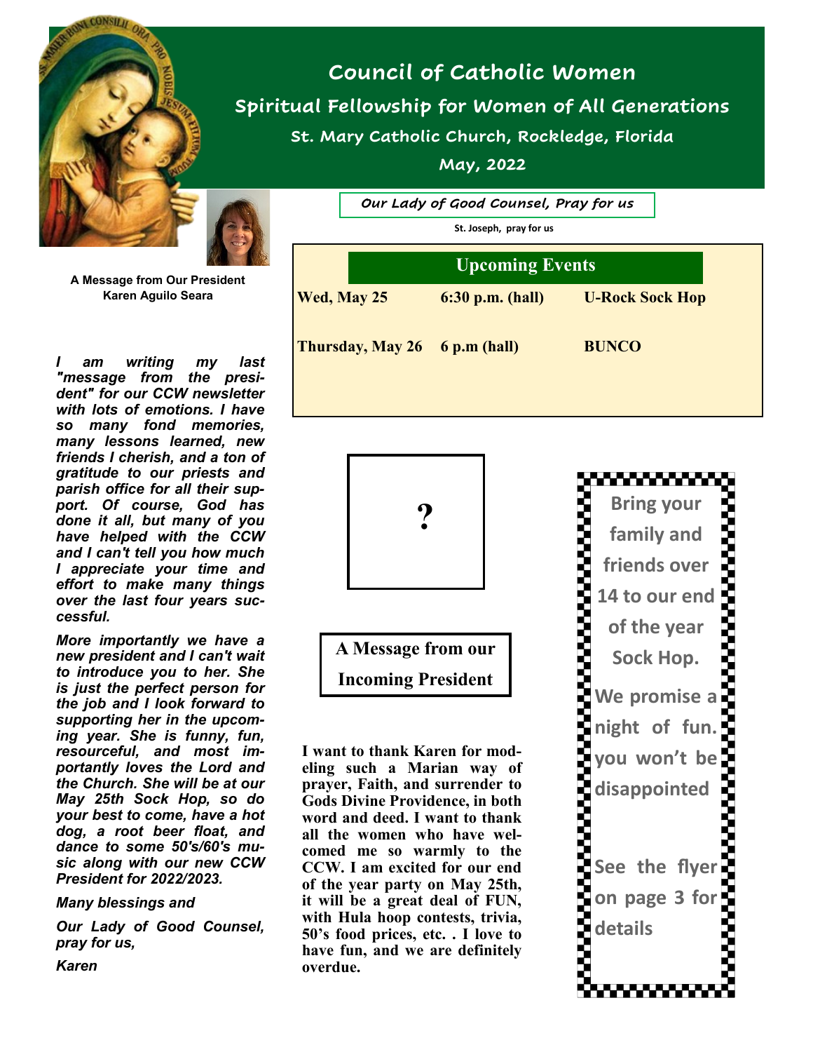# Council of Catholic Women

## Spiritual Fellowship for Women of All Generations

### St. Mary Catholic Church, Rockledge, Florida

### May, 2022

*Our Lady of Good Counsel, Pray for us*

**St. Joseph, pray for us**

| Upcoming Events | | |
|---|---|---|
| **Wed, May 25** | **6:30 p.m. (hall)** | **U-Rock Sock Hop** |
| **Thursday, May 26** | **6 p.m (hall)** | **BUNCO** |

**A Message from Our President Karen Aguilo Seara**

***I am writing my last "message from the president" for our CCW newsletter with lots of emotions. I have so many fond memories, many lessons learned, new friends I cherish, and a ton of gratitude to our priests and parish office for all their support. Of course, God has done it all, but many of you have helped with the CCW and I can't tell you how much I appreciate your time and effort to make many things over the last four years successful.***

***More importantly we have a new president and I can't wait to introduce you to her. She is just the perfect person for the job and I look forward to supporting her in the upcoming year. She is funny, fun, resourceful, and most importantly loves the Lord and the Church. She will be at our May 25th Sock Hop, so do your best to come, have a hot dog, a root beer float, and dance to some 50's/60's music along with our new CCW President for 2022/2023.***

***Many blessings and***

***Our Lady of Good Counsel, pray for us,***

***Karen***

?

**A Message from our Incoming President**

**I want to thank Karen for modeling such a Marian way of prayer, Faith, and surrender to Gods Divine Providence, in both word and deed. I want to thank all the women who have welcomed me so warmly to the CCW. I am excited for our end of the year party on May 25th, it will be a great deal of FUN, with Hula hoop contests, trivia, 50's food prices, etc. . I love to have fun, and we are definitely overdue.**

**Bring your family and friends over 14 to our end of the year Sock Hop.**

**We promise a night of fun. you won't be disappointed**

**See the flyer on page 3 for details**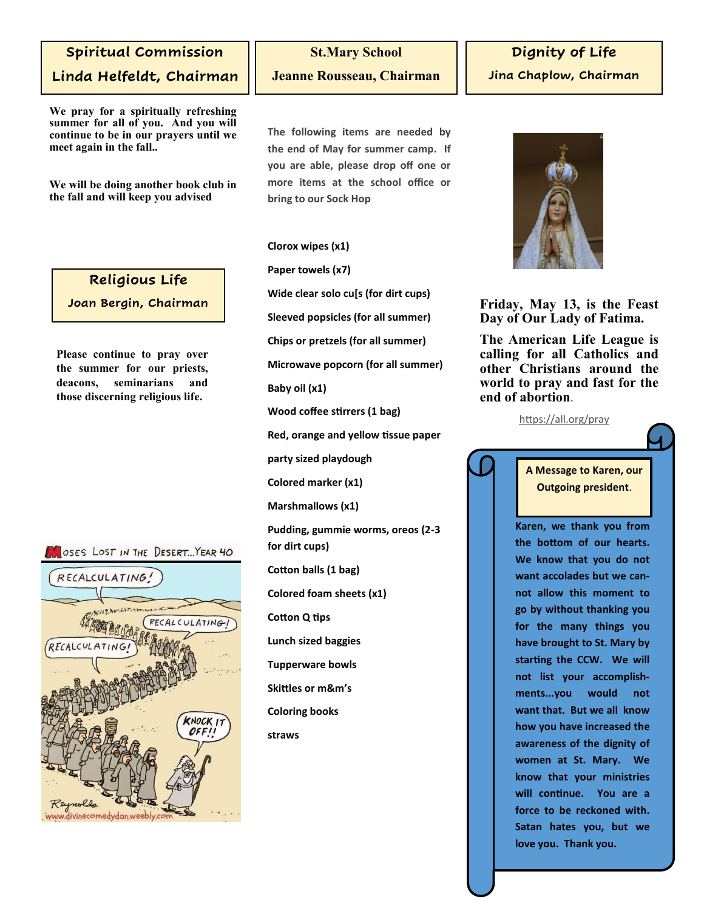## Spiritual Commission
### Linda Helfeldt, Chairman

**We pray for a spiritually refreshing summer for all of you. And you will continue to be in our prayers until we meet again in the fall..**

**We will be doing another book club in the fall and will keep you advised**

## Religious Life
### Joan Bergin, Chairman

**Please continue to pray over the summer for our priests, deacons, seminarians and those discerning religious life.**

## St.Mary School
### Jeanne Rousseau, Chairman

The following items are needed by the end of May for summer camp. If you are able, please drop off one or more items at the school office or bring to our Sock Hop

- Clorox wipes (x1)
- Paper towels (x7)
- Wide clear solo cu[s (for dirt cups)
- Sleeved popsicles (for all summer)
- Chips or pretzels (for all summer)
- Microwave popcorn (for all summer)
- Baby oil (x1)
- Wood coffee stirrers (1 bag)
- Red, orange and yellow tissue paper
- party sized playdough
- Colored marker (x1)
- Marshmallows (x1)
- Pudding, gummie worms, oreos (2-3 for dirt cups)
- Cotton balls (1 bag)
- Colored foam sheets (x1)
- Cotton Q tips
- Lunch sized baggies
- Tupperware bowls
- Skittles or m&m's
- Coloring books
- straws

## Dignity of Life
### Jina Chaplow, Chairman

**Friday, May 13, is the Feast Day of Our Lady of Fatima.**

**The American Life League is calling for all Catholics and other Christians around the world to pray and fast for the end of abortion.**

https://all.org/pray

**A Message to Karen, our Outgoing president.**

**Karen, we thank you from the bottom of our hearts. We know that you do not want accolades but we cannot allow this moment to go by without thanking you for the many things you have brought to St. Mary by starting the CCW. We will not list your accomplishments...you would not want that. But we all know how you have increased the awareness of the dignity of women at St. Mary. We know that your ministries will continue. You are a force to be reckoned with. Satan hates you, but we love you. Thank you.**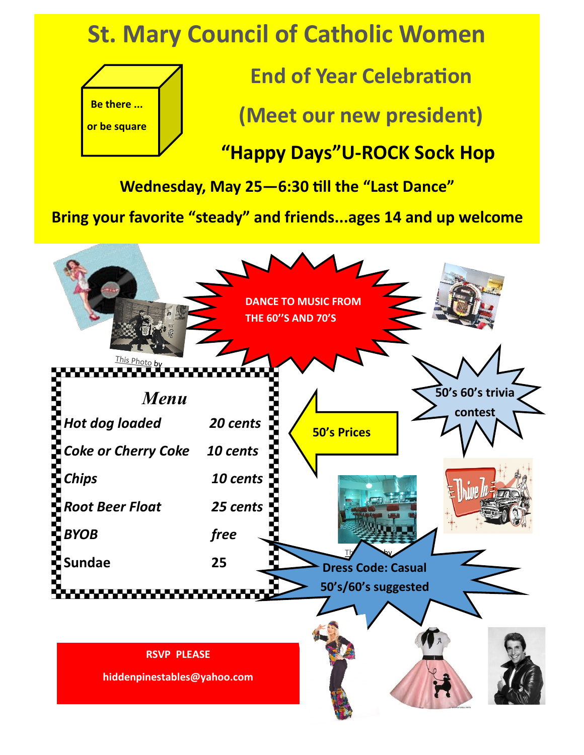# St. Mary Council of Catholic Women

Be there ...

or be square

## End of Year Celebration

## (Meet our new president)

## "Happy Days"U-ROCK Sock Hop

**Wednesday, May 25—6:30 till the "Last Dance"**

**Bring your favorite "steady" and friends...ages 14 and up welcome**

**DANCE TO MUSIC FROM THE 60''S AND 70'S**

This Photo by

### *Menu*

| | |
|---|---|
| ***Hot dog loaded*** | ***20 cents*** |
| ***Coke or Cherry Coke*** | ***10 cents*** |
| ***Chips*** | ***10 cents*** |
| ***Root Beer Float*** | ***25 cents*** |
| ***BYOB*** | ***free*** |
| **Sundae** | **25** |

**50's Prices**

**50's 60's trivia contest**

**Dress Code: Casual 50's/60's suggested**

**RSVP PLEASE**

**hiddenpinestables@yahoo.com**